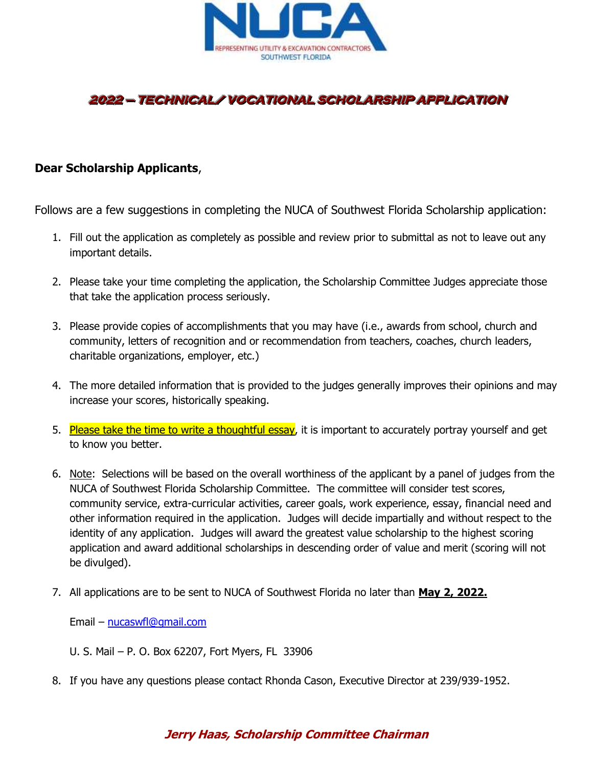NUCA

REPRESENTING UTILITY & EXCAVATION CONTRACTORS
SOUTHWEST FLORIDA

# 2022 – TECHNICAL/ VOCATIONAL SCHOLARSHIP APPLICATION

**Dear Scholarship Applicants**,

Follows are a few suggestions in completing the NUCA of Southwest Florida Scholarship application:

1. Fill out the application as completely as possible and review prior to submittal as not to leave out any important details.

2. Please take your time completing the application, the Scholarship Committee Judges appreciate those that take the application process seriously.

3. Please provide copies of accomplishments that you may have (i.e., awards from school, church and community, letters of recognition and or recommendation from teachers, coaches, church leaders, charitable organizations, employer, etc.)

4. The more detailed information that is provided to the judges generally improves their opinions and may increase your scores, historically speaking.

5. Please take the time to write a thoughtful essay, it is important to accurately portray yourself and get to know you better.

6. Note: Selections will be based on the overall worthiness of the applicant by a panel of judges from the NUCA of Southwest Florida Scholarship Committee. The committee will consider test scores, community service, extra-curricular activities, career goals, work experience, essay, financial need and other information required in the application. Judges will decide impartially and without respect to the identity of any application. Judges will award the greatest value scholarship to the highest scoring application and award additional scholarships in descending order of value and merit (scoring will not be divulged).

7. All applications are to be sent to NUCA of Southwest Florida no later than **May 2, 2022.**

   Email – nucaswfl@gmail.com

   U. S. Mail – P. O. Box 62207, Fort Myers, FL 33906

8. If you have any questions please contact Rhonda Cason, Executive Director at 239/939-1952.

***Jerry Haas, Scholarship Committee Chairman***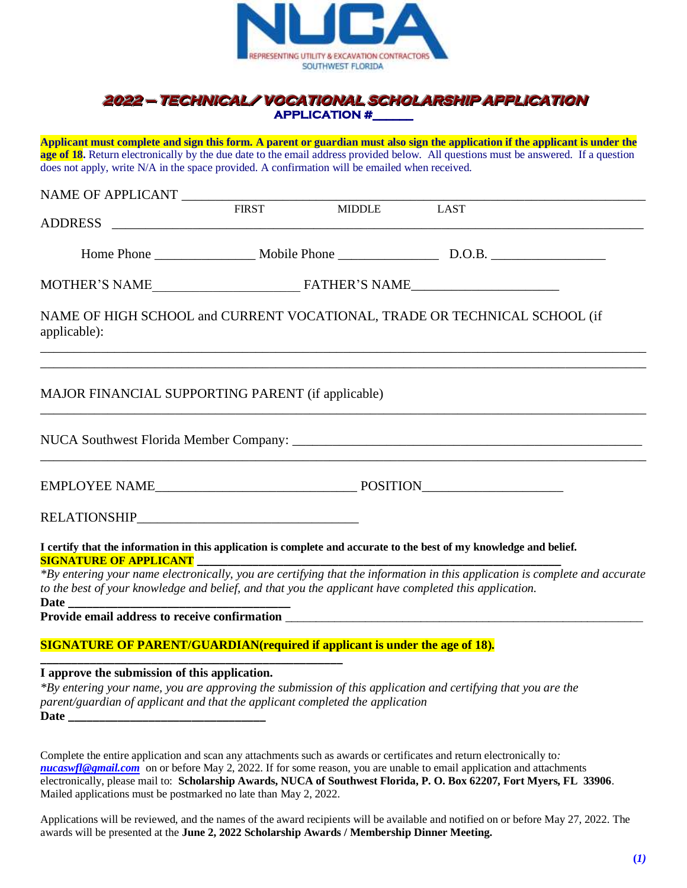NUCA

REPRESENTING UTILITY & EXCAVATION CONTRACTORS
SOUTHWEST FLORIDA

# 2022 – TECHNICAL/ VOCATIONAL SCHOLARSHIP APPLICATION

**APPLICATION #_____**

**Applicant must complete and sign this form. A parent or guardian must also sign the application if the applicant is under the age of 18.** Return electronically by the due date to the email address provided below. All questions must be answered. If a question does not apply, write N/A in the space provided. A confirmation will be emailed when received.

NAME OF APPLICANT ___________________________________________________________
FIRST MIDDLE LAST

ADDRESS ___________________________________________________________________

Home Phone _______________ Mobile Phone _______________ D.O.B. _________________

MOTHER'S NAME______________________ FATHER'S NAME______________________

NAME OF HIGH SCHOOL and CURRENT VOCATIONAL, TRADE OR TECHNICAL SCHOOL (if applicable):

_____________________________________________________________________________

_____________________________________________________________________________

MAJOR FINANCIAL SUPPORTING PARENT (if applicable)

_____________________________________________________________________________

NUCA Southwest Florida Member Company: ____________________________________________

_____________________________________________________________________________

EMPLOYEE NAME______________________________ POSITION_____________________

RELATIONSHIP________________________________

**I certify that the information in this application is complete and accurate to the best of my knowledge and belief.**

**SIGNATURE OF APPLICANT _______________________________________________**

*\*By entering your name electronically, you are certifying that the information in this application is complete and accurate to the best of your knowledge and belief, and that you the applicant have completed this application.*

**Date ___________________________________**

**Provide email address to receive confirmation** ___________________________________________

**SIGNATURE OF PARENT/GUARDIAN(required if applicant is under the age of 18).**

**_______________________________________________**

**I approve the submission of this application.**

*\*By entering your name, you are approving the submission of this application and certifying that you are the parent/guardian of applicant and that the applicant completed the application*

**Date ________________________________**

Complete the entire application and scan any attachments such as awards or certificates and return electronically to*:* ***nucaswfl@gmail.com*** on or before May 2, 2022. If for some reason, you are unable to email application and attachments electronically, please mail to: **Scholarship Awards, NUCA of Southwest Florida, P. O. Box 62207, Fort Myers, FL 33906**. Mailed applications must be postmarked no late than May 2, 2022.

Applications will be reviewed, and the names of the award recipients will be available and notified on or before May 27, 2022. The awards will be presented at the **June 2, 2022 Scholarship Awards / Membership Dinner Meeting.**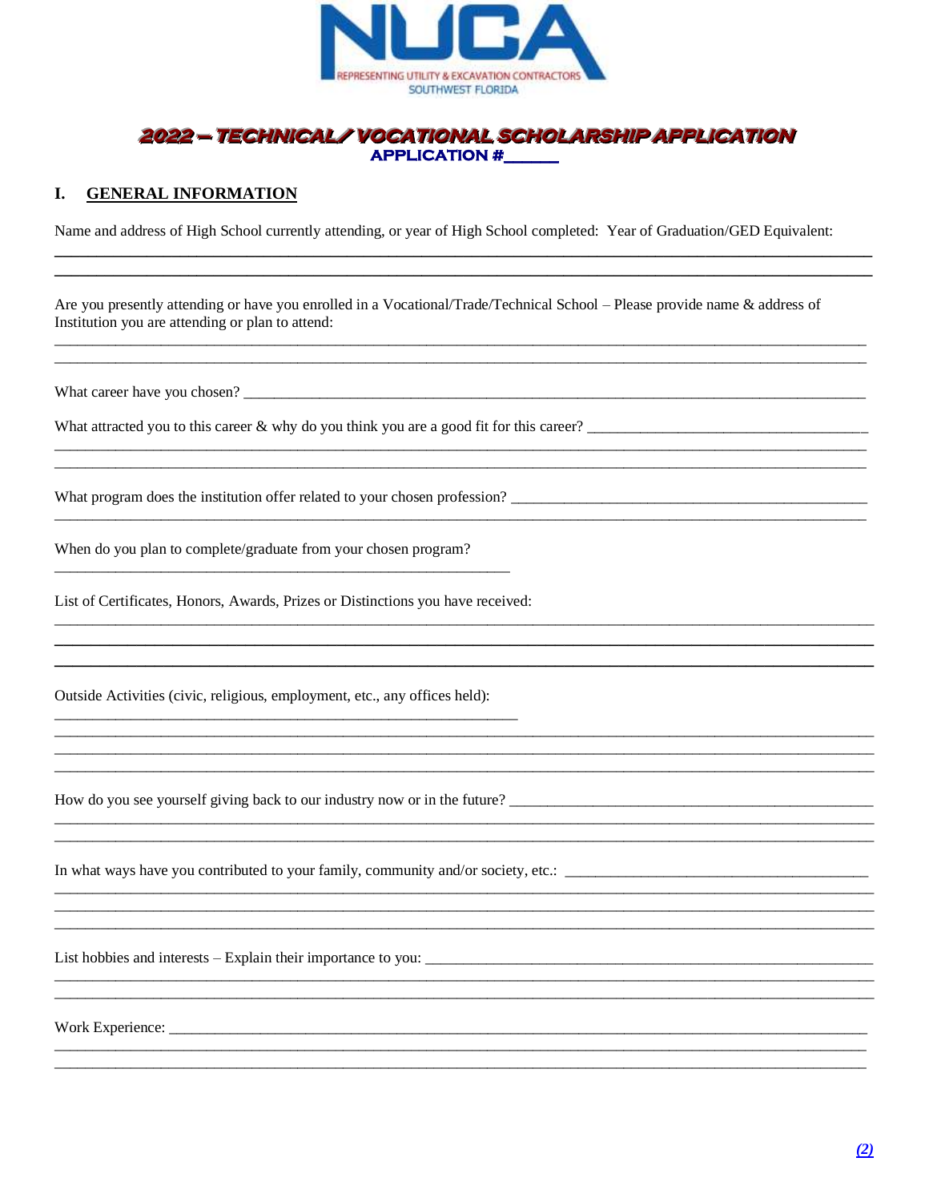NUCA

REPRESENTING UTILITY & EXCAVATION CONTRACTORS
SOUTHWEST FLORIDA

## 2022 – TECHNICAL/ VOCATIONAL SCHOLARSHIP APPLICATION

**APPLICATION #\_\_\_\_\_\_**

### I. GENERAL INFORMATION

Name and address of High School currently attending, or year of High School completed: Year of Graduation/GED Equivalent:

\_\_\_\_\_\_\_\_\_\_\_\_\_\_\_\_\_\_\_\_\_\_\_\_\_\_\_\_\_\_\_\_\_\_\_\_\_\_\_\_\_\_\_\_\_\_\_\_\_\_\_\_\_\_\_\_\_\_\_\_\_\_\_\_\_\_\_\_\_\_\_\_\_\_\_\_\_\_

\_\_\_\_\_\_\_\_\_\_\_\_\_\_\_\_\_\_\_\_\_\_\_\_\_\_\_\_\_\_\_\_\_\_\_\_\_\_\_\_\_\_\_\_\_\_\_\_\_\_\_\_\_\_\_\_\_\_\_\_\_\_\_\_\_\_\_\_\_\_\_\_\_\_\_\_\_\_

Are you presently attending or have you enrolled in a Vocational/Trade/Technical School – Please provide name & address of Institution you are attending or plan to attend:

\_\_\_\_\_\_\_\_\_\_\_\_\_\_\_\_\_\_\_\_\_\_\_\_\_\_\_\_\_\_\_\_\_\_\_\_\_\_\_\_\_\_\_\_\_\_\_\_\_\_\_\_\_\_\_\_\_\_\_\_\_\_\_\_\_\_\_\_\_\_\_\_\_\_\_\_\_\_

\_\_\_\_\_\_\_\_\_\_\_\_\_\_\_\_\_\_\_\_\_\_\_\_\_\_\_\_\_\_\_\_\_\_\_\_\_\_\_\_\_\_\_\_\_\_\_\_\_\_\_\_\_\_\_\_\_\_\_\_\_\_\_\_\_\_\_\_\_\_\_\_\_\_\_\_\_\_

What career have you chosen? \_\_\_\_\_\_\_\_\_\_\_\_\_\_\_\_\_\_\_\_\_\_\_\_\_\_\_\_\_\_\_\_\_\_\_\_\_\_\_\_\_\_\_\_\_\_\_\_\_\_\_\_\_\_\_\_\_\_\_\_\_\_

What attracted you to this career & why do you think you are a good fit for this career? \_\_\_\_\_\_\_\_\_\_\_\_\_\_\_\_\_\_\_\_\_\_\_\_\_\_\_

\_\_\_\_\_\_\_\_\_\_\_\_\_\_\_\_\_\_\_\_\_\_\_\_\_\_\_\_\_\_\_\_\_\_\_\_\_\_\_\_\_\_\_\_\_\_\_\_\_\_\_\_\_\_\_\_\_\_\_\_\_\_\_\_\_\_\_\_\_\_\_\_\_\_\_\_\_\_

\_\_\_\_\_\_\_\_\_\_\_\_\_\_\_\_\_\_\_\_\_\_\_\_\_\_\_\_\_\_\_\_\_\_\_\_\_\_\_\_\_\_\_\_\_\_\_\_\_\_\_\_\_\_\_\_\_\_\_\_\_\_\_\_\_\_\_\_\_\_\_\_\_\_\_\_\_\_

What program does the institution offer related to your chosen profession? \_\_\_\_\_\_\_\_\_\_\_\_\_\_\_\_\_\_\_\_\_\_\_\_\_\_\_\_\_\_\_\_\_\_\_\_

\_\_\_\_\_\_\_\_\_\_\_\_\_\_\_\_\_\_\_\_\_\_\_\_\_\_\_\_\_\_\_\_\_\_\_\_\_\_\_\_\_\_\_\_\_\_\_\_\_\_\_\_\_\_\_\_\_\_\_\_\_\_\_\_\_\_\_\_\_\_\_\_\_\_\_\_\_\_

When do you plan to complete/graduate from your chosen program?

\_\_\_\_\_\_\_\_\_\_\_\_\_\_\_\_\_\_\_\_\_\_\_\_\_\_\_\_\_\_\_\_\_\_\_\_\_\_\_\_\_\_\_\_\_\_\_\_\_

List of Certificates, Honors, Awards, Prizes or Distinctions you have received:

\_\_\_\_\_\_\_\_\_\_\_\_\_\_\_\_\_\_\_\_\_\_\_\_\_\_\_\_\_\_\_\_\_\_\_\_\_\_\_\_\_\_\_\_\_\_\_\_\_\_\_\_\_\_\_\_\_\_\_\_\_\_\_\_\_\_\_\_\_\_\_\_\_\_\_\_\_\_

\_\_\_\_\_\_\_\_\_\_\_\_\_\_\_\_\_\_\_\_\_\_\_\_\_\_\_\_\_\_\_\_\_\_\_\_\_\_\_\_\_\_\_\_\_\_\_\_\_\_\_\_\_\_\_\_\_\_\_\_\_\_\_\_\_\_\_\_\_\_\_\_\_\_\_\_\_\_

\_\_\_\_\_\_\_\_\_\_\_\_\_\_\_\_\_\_\_\_\_\_\_\_\_\_\_\_\_\_\_\_\_\_\_\_\_\_\_\_\_\_\_\_\_\_\_\_\_\_\_\_\_\_\_\_\_\_\_\_\_\_\_\_\_\_\_\_\_\_\_\_\_\_\_\_\_\_

Outside Activities (civic, religious, employment, etc., any offices held):

\_\_\_\_\_\_\_\_\_\_\_\_\_\_\_\_\_\_\_\_\_\_\_\_\_\_\_\_\_\_\_\_\_\_\_\_\_\_\_\_\_\_\_\_\_\_\_\_\_\_

\_\_\_\_\_\_\_\_\_\_\_\_\_\_\_\_\_\_\_\_\_\_\_\_\_\_\_\_\_\_\_\_\_\_\_\_\_\_\_\_\_\_\_\_\_\_\_\_\_\_\_\_\_\_\_\_\_\_\_\_\_\_\_\_\_\_\_\_\_\_\_\_\_\_\_\_\_\_

\_\_\_\_\_\_\_\_\_\_\_\_\_\_\_\_\_\_\_\_\_\_\_\_\_\_\_\_\_\_\_\_\_\_\_\_\_\_\_\_\_\_\_\_\_\_\_\_\_\_\_\_\_\_\_\_\_\_\_\_\_\_\_\_\_\_\_\_\_\_\_\_\_\_\_\_\_\_

\_\_\_\_\_\_\_\_\_\_\_\_\_\_\_\_\_\_\_\_\_\_\_\_\_\_\_\_\_\_\_\_\_\_\_\_\_\_\_\_\_\_\_\_\_\_\_\_\_\_\_\_\_\_\_\_\_\_\_\_\_\_\_\_\_\_\_\_\_\_\_\_\_\_\_\_\_\_

How do you see yourself giving back to our industry now or in the future? \_\_\_\_\_\_\_\_\_\_\_\_\_\_\_\_\_\_\_\_\_\_\_\_\_\_\_\_\_\_\_\_\_\_\_\_\_

\_\_\_\_\_\_\_\_\_\_\_\_\_\_\_\_\_\_\_\_\_\_\_\_\_\_\_\_\_\_\_\_\_\_\_\_\_\_\_\_\_\_\_\_\_\_\_\_\_\_\_\_\_\_\_\_\_\_\_\_\_\_\_\_\_\_\_\_\_\_\_\_\_\_\_\_\_\_

\_\_\_\_\_\_\_\_\_\_\_\_\_\_\_\_\_\_\_\_\_\_\_\_\_\_\_\_\_\_\_\_\_\_\_\_\_\_\_\_\_\_\_\_\_\_\_\_\_\_\_\_\_\_\_\_\_\_\_\_\_\_\_\_\_\_\_\_\_\_\_\_\_\_\_\_\_\_

In what ways have you contributed to your family, community and/or society, etc.: \_\_\_\_\_\_\_\_\_\_\_\_\_\_\_\_\_\_\_\_\_\_\_\_\_\_\_\_\_\_

\_\_\_\_\_\_\_\_\_\_\_\_\_\_\_\_\_\_\_\_\_\_\_\_\_\_\_\_\_\_\_\_\_\_\_\_\_\_\_\_\_\_\_\_\_\_\_\_\_\_\_\_\_\_\_\_\_\_\_\_\_\_\_\_\_\_\_\_\_\_\_\_\_\_\_\_\_\_

\_\_\_\_\_\_\_\_\_\_\_\_\_\_\_\_\_\_\_\_\_\_\_\_\_\_\_\_\_\_\_\_\_\_\_\_\_\_\_\_\_\_\_\_\_\_\_\_\_\_\_\_\_\_\_\_\_\_\_\_\_\_\_\_\_\_\_\_\_\_\_\_\_\_\_\_\_\_

\_\_\_\_\_\_\_\_\_\_\_\_\_\_\_\_\_\_\_\_\_\_\_\_\_\_\_\_\_\_\_\_\_\_\_\_\_\_\_\_\_\_\_\_\_\_\_\_\_\_\_\_\_\_\_\_\_\_\_\_\_\_\_\_\_\_\_\_\_\_\_\_\_\_\_\_\_\_

List hobbies and interests – Explain their importance to you: \_\_\_\_\_\_\_\_\_\_\_\_\_\_\_\_\_\_\_\_\_\_\_\_\_\_\_\_\_\_\_\_\_\_\_\_\_\_\_\_\_\_\_\_\_

\_\_\_\_\_\_\_\_\_\_\_\_\_\_\_\_\_\_\_\_\_\_\_\_\_\_\_\_\_\_\_\_\_\_\_\_\_\_\_\_\_\_\_\_\_\_\_\_\_\_\_\_\_\_\_\_\_\_\_\_\_\_\_\_\_\_\_\_\_\_\_\_\_\_\_\_\_\_

\_\_\_\_\_\_\_\_\_\_\_\_\_\_\_\_\_\_\_\_\_\_\_\_\_\_\_\_\_\_\_\_\_\_\_\_\_\_\_\_\_\_\_\_\_\_\_\_\_\_\_\_\_\_\_\_\_\_\_\_\_\_\_\_\_\_\_\_\_\_\_\_\_\_\_\_\_\_

Work Experience: \_\_\_\_\_\_\_\_\_\_\_\_\_\_\_\_\_\_\_\_\_\_\_\_\_\_\_\_\_\_\_\_\_\_\_\_\_\_\_\_\_\_\_\_\_\_\_\_\_\_\_\_\_\_\_\_\_\_\_\_\_\_\_\_\_\_\_\_\_\_\_

\_\_\_\_\_\_\_\_\_\_\_\_\_\_\_\_\_\_\_\_\_\_\_\_\_\_\_\_\_\_\_\_\_\_\_\_\_\_\_\_\_\_\_\_\_\_\_\_\_\_\_\_\_\_\_\_\_\_\_\_\_\_\_\_\_\_\_\_\_\_\_\_\_\_\_\_\_\_

\_\_\_\_\_\_\_\_\_\_\_\_\_\_\_\_\_\_\_\_\_\_\_\_\_\_\_\_\_\_\_\_\_\_\_\_\_\_\_\_\_\_\_\_\_\_\_\_\_\_\_\_\_\_\_\_\_\_\_\_\_\_\_\_\_\_\_\_\_\_\_\_\_\_\_\_\_\_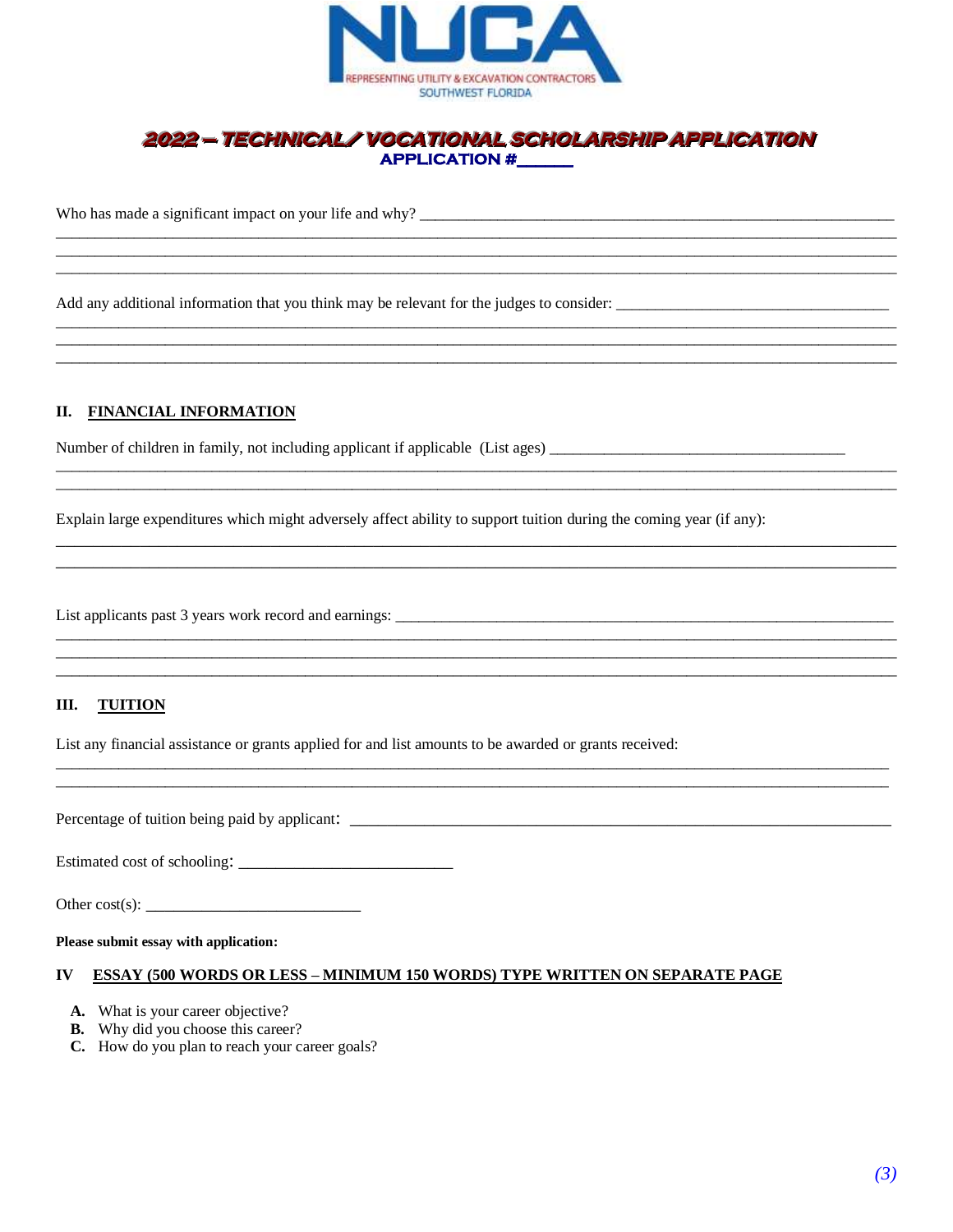NUCA

REPRESENTING UTILITY & EXCAVATION CONTRACTORS

SOUTHWEST FLORIDA

## 2022 – TECHNICAL/ VOCATIONAL SCHOLARSHIP APPLICATION

**APPLICATION #\_\_\_\_\_\_**

Who has made a significant impact on your life and why? \_\_\_\_\_\_\_\_\_\_\_\_\_\_\_\_\_\_\_\_\_\_\_\_\_\_\_\_\_\_\_\_\_\_\_\_\_\_\_\_\_\_\_\_\_\_\_\_\_\_\_\_\_\_\_\_\_\_\_\_

\_\_\_\_\_\_\_\_\_\_\_\_\_\_\_\_\_\_\_\_\_\_\_\_\_\_\_\_\_\_\_\_\_\_\_\_\_\_\_\_\_\_\_\_\_\_\_\_\_\_\_\_\_\_\_\_\_\_\_\_\_\_\_\_\_\_\_\_\_\_\_\_\_\_\_\_\_\_\_\_\_\_\_\_\_\_\_\_\_\_\_\_\_\_\_\_\_\_

\_\_\_\_\_\_\_\_\_\_\_\_\_\_\_\_\_\_\_\_\_\_\_\_\_\_\_\_\_\_\_\_\_\_\_\_\_\_\_\_\_\_\_\_\_\_\_\_\_\_\_\_\_\_\_\_\_\_\_\_\_\_\_\_\_\_\_\_\_\_\_\_\_\_\_\_\_\_\_\_\_\_\_\_\_\_\_\_\_\_\_\_\_\_\_\_\_\_

\_\_\_\_\_\_\_\_\_\_\_\_\_\_\_\_\_\_\_\_\_\_\_\_\_\_\_\_\_\_\_\_\_\_\_\_\_\_\_\_\_\_\_\_\_\_\_\_\_\_\_\_\_\_\_\_\_\_\_\_\_\_\_\_\_\_\_\_\_\_\_\_\_\_\_\_\_\_\_\_\_\_\_\_\_\_\_\_\_\_\_\_\_\_\_\_\_\_

Add any additional information that you think may be relevant for the judges to consider: \_\_\_\_\_\_\_\_\_\_\_\_\_\_\_\_\_\_\_\_\_\_\_\_\_\_\_\_\_\_\_\_\_\_\_

\_\_\_\_\_\_\_\_\_\_\_\_\_\_\_\_\_\_\_\_\_\_\_\_\_\_\_\_\_\_\_\_\_\_\_\_\_\_\_\_\_\_\_\_\_\_\_\_\_\_\_\_\_\_\_\_\_\_\_\_\_\_\_\_\_\_\_\_\_\_\_\_\_\_\_\_\_\_\_\_\_\_\_\_\_\_\_\_\_\_\_\_\_\_\_\_\_\_

\_\_\_\_\_\_\_\_\_\_\_\_\_\_\_\_\_\_\_\_\_\_\_\_\_\_\_\_\_\_\_\_\_\_\_\_\_\_\_\_\_\_\_\_\_\_\_\_\_\_\_\_\_\_\_\_\_\_\_\_\_\_\_\_\_\_\_\_\_\_\_\_\_\_\_\_\_\_\_\_\_\_\_\_\_\_\_\_\_\_\_\_\_\_\_\_\_\_

\_\_\_\_\_\_\_\_\_\_\_\_\_\_\_\_\_\_\_\_\_\_\_\_\_\_\_\_\_\_\_\_\_\_\_\_\_\_\_\_\_\_\_\_\_\_\_\_\_\_\_\_\_\_\_\_\_\_\_\_\_\_\_\_\_\_\_\_\_\_\_\_\_\_\_\_\_\_\_\_\_\_\_\_\_\_\_\_\_\_\_\_\_\_\_\_\_\_

### II. FINANCIAL INFORMATION

Number of children in family, not including applicant if applicable (List ages) \_\_\_\_\_\_\_\_\_\_\_\_\_\_\_\_\_\_\_\_\_\_\_\_\_\_\_\_\_\_\_\_\_\_\_\_\_\_

\_\_\_\_\_\_\_\_\_\_\_\_\_\_\_\_\_\_\_\_\_\_\_\_\_\_\_\_\_\_\_\_\_\_\_\_\_\_\_\_\_\_\_\_\_\_\_\_\_\_\_\_\_\_\_\_\_\_\_\_\_\_\_\_\_\_\_\_\_\_\_\_\_\_\_\_\_\_\_\_\_\_\_\_\_\_\_\_\_\_\_\_\_\_\_\_\_\_

\_\_\_\_\_\_\_\_\_\_\_\_\_\_\_\_\_\_\_\_\_\_\_\_\_\_\_\_\_\_\_\_\_\_\_\_\_\_\_\_\_\_\_\_\_\_\_\_\_\_\_\_\_\_\_\_\_\_\_\_\_\_\_\_\_\_\_\_\_\_\_\_\_\_\_\_\_\_\_\_\_\_\_\_\_\_\_\_\_\_\_\_\_\_\_\_\_\_

Explain large expenditures which might adversely affect ability to support tuition during the coming year (if any):

\_\_\_\_\_\_\_\_\_\_\_\_\_\_\_\_\_\_\_\_\_\_\_\_\_\_\_\_\_\_\_\_\_\_\_\_\_\_\_\_\_\_\_\_\_\_\_\_\_\_\_\_\_\_\_\_\_\_\_\_\_\_\_\_\_\_\_\_\_\_\_\_\_\_\_\_\_\_\_\_\_\_\_\_\_\_\_\_\_\_\_\_\_\_\_\_\_\_

\_\_\_\_\_\_\_\_\_\_\_\_\_\_\_\_\_\_\_\_\_\_\_\_\_\_\_\_\_\_\_\_\_\_\_\_\_\_\_\_\_\_\_\_\_\_\_\_\_\_\_\_\_\_\_\_\_\_\_\_\_\_\_\_\_\_\_\_\_\_\_\_\_\_\_\_\_\_\_\_\_\_\_\_\_\_\_\_\_\_\_\_\_\_\_\_\_\_

List applicants past 3 years work record and earnings: \_\_\_\_\_\_\_\_\_\_\_\_\_\_\_\_\_\_\_\_\_\_\_\_\_\_\_\_\_\_\_\_\_\_\_\_\_\_\_\_\_\_\_\_\_\_\_\_\_\_\_\_\_\_\_\_\_\_\_\_\_\_\_

\_\_\_\_\_\_\_\_\_\_\_\_\_\_\_\_\_\_\_\_\_\_\_\_\_\_\_\_\_\_\_\_\_\_\_\_\_\_\_\_\_\_\_\_\_\_\_\_\_\_\_\_\_\_\_\_\_\_\_\_\_\_\_\_\_\_\_\_\_\_\_\_\_\_\_\_\_\_\_\_\_\_\_\_\_\_\_\_\_\_\_\_\_\_\_\_\_\_

\_\_\_\_\_\_\_\_\_\_\_\_\_\_\_\_\_\_\_\_\_\_\_\_\_\_\_\_\_\_\_\_\_\_\_\_\_\_\_\_\_\_\_\_\_\_\_\_\_\_\_\_\_\_\_\_\_\_\_\_\_\_\_\_\_\_\_\_\_\_\_\_\_\_\_\_\_\_\_\_\_\_\_\_\_\_\_\_\_\_\_\_\_\_\_\_\_\_

\_\_\_\_\_\_\_\_\_\_\_\_\_\_\_\_\_\_\_\_\_\_\_\_\_\_\_\_\_\_\_\_\_\_\_\_\_\_\_\_\_\_\_\_\_\_\_\_\_\_\_\_\_\_\_\_\_\_\_\_\_\_\_\_\_\_\_\_\_\_\_\_\_\_\_\_\_\_\_\_\_\_\_\_\_\_\_\_\_\_\_\_\_\_\_\_\_\_

### III. TUITION

List any financial assistance or grants applied for and list amounts to be awarded or grants received:

\_\_\_\_\_\_\_\_\_\_\_\_\_\_\_\_\_\_\_\_\_\_\_\_\_\_\_\_\_\_\_\_\_\_\_\_\_\_\_\_\_\_\_\_\_\_\_\_\_\_\_\_\_\_\_\_\_\_\_\_\_\_\_\_\_\_\_\_\_\_\_\_\_\_\_\_\_\_\_\_\_\_\_\_\_\_\_\_\_\_\_\_\_\_\_\_\_\_

\_\_\_\_\_\_\_\_\_\_\_\_\_\_\_\_\_\_\_\_\_\_\_\_\_\_\_\_\_\_\_\_\_\_\_\_\_\_\_\_\_\_\_\_\_\_\_\_\_\_\_\_\_\_\_\_\_\_\_\_\_\_\_\_\_\_\_\_\_\_\_\_\_\_\_\_\_\_\_\_\_\_\_\_\_\_\_\_\_\_\_\_\_\_\_\_\_\_

Percentage of tuition being paid by applicant: \_\_\_\_\_\_\_\_\_\_\_\_\_\_\_\_\_\_\_\_\_\_\_\_\_\_\_\_\_\_\_\_\_\_\_\_\_\_\_\_\_\_\_\_\_\_\_\_\_\_\_\_\_\_\_\_\_\_\_\_\_\_\_\_\_\_\_\_\_\_\_

Estimated cost of schooling: \_\_\_\_\_\_\_\_\_\_\_\_\_\_\_\_\_\_\_\_\_\_\_\_\_\_\_

Other cost(s): \_\_\_\_\_\_\_\_\_\_\_\_\_\_\_\_\_\_\_\_\_\_\_\_\_\_\_

**Please submit essay with application:**

### IV ESSAY (500 WORDS OR LESS – MINIMUM 150 WORDS) TYPE WRITTEN ON SEPARATE PAGE

- **A.** What is your career objective?
- **B.** Why did you choose this career?
- **C.** How do you plan to reach your career goals?